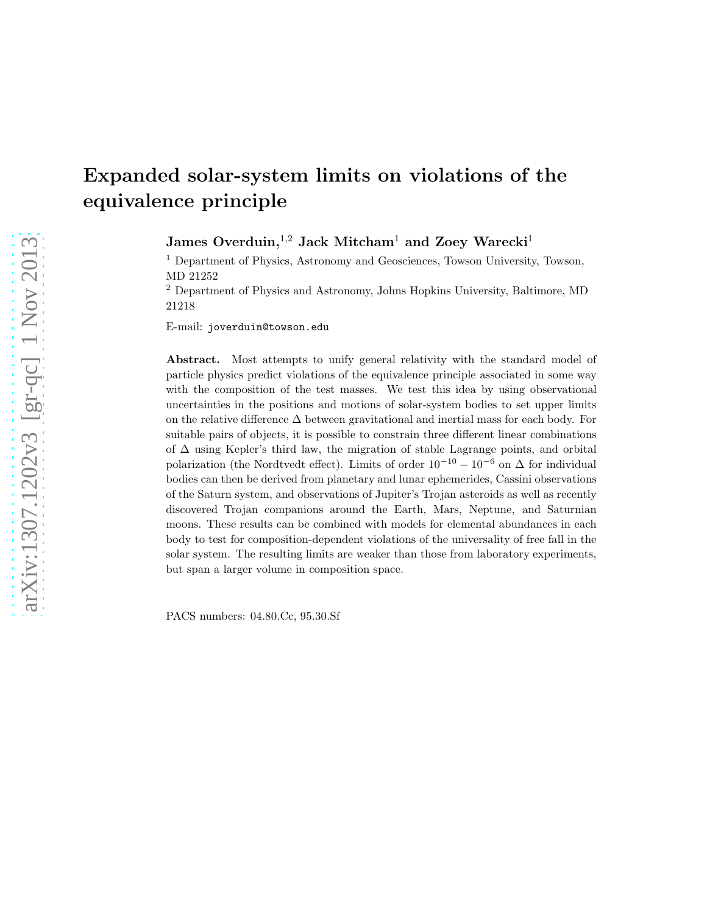# Expanded solar-system limits on violations of the equivalence principle

**James Overduin,[1,2] Jack Mitcham[1] and Zoey Warecki[1]**

[1] Department of Physics, Astronomy and Geosciences, Towson University, Towson, MD 21252

[2] Department of Physics and Astronomy, Johns Hopkins University, Baltimore, MD 21218

E-mail: joverduin@towson.edu

**Abstract.** Most attempts to unify general relativity with the standard model of particle physics predict violations of the equivalence principle associated in some way with the composition of the test masses. We test this idea by using observational uncertainties in the positions and motions of solar-system bodies to set upper limits on the relative difference $\Delta$ between gravitational and inertial mass for each body. For suitable pairs of objects, it is possible to constrain three different linear combinations of $\Delta$ using Kepler's third law, the migration of stable Lagrange points, and orbital polarization (the Nordtvedt effect). Limits of order $10^{-10} - 10^{-6}$ on $\Delta$ for individual bodies can then be derived from planetary and lunar ephemerides, Cassini observations of the Saturn system, and observations of Jupiter's Trojan asteroids as well as recently discovered Trojan companions around the Earth, Mars, Neptune, and Saturnian moons. These results can be combined with models for elemental abundances in each body to test for composition-dependent violations of the universality of free fall in the solar system. The resulting limits are weaker than those from laboratory experiments, but span a larger volume in composition space.

PACS numbers: 04.80.Cc, 95.30.Sf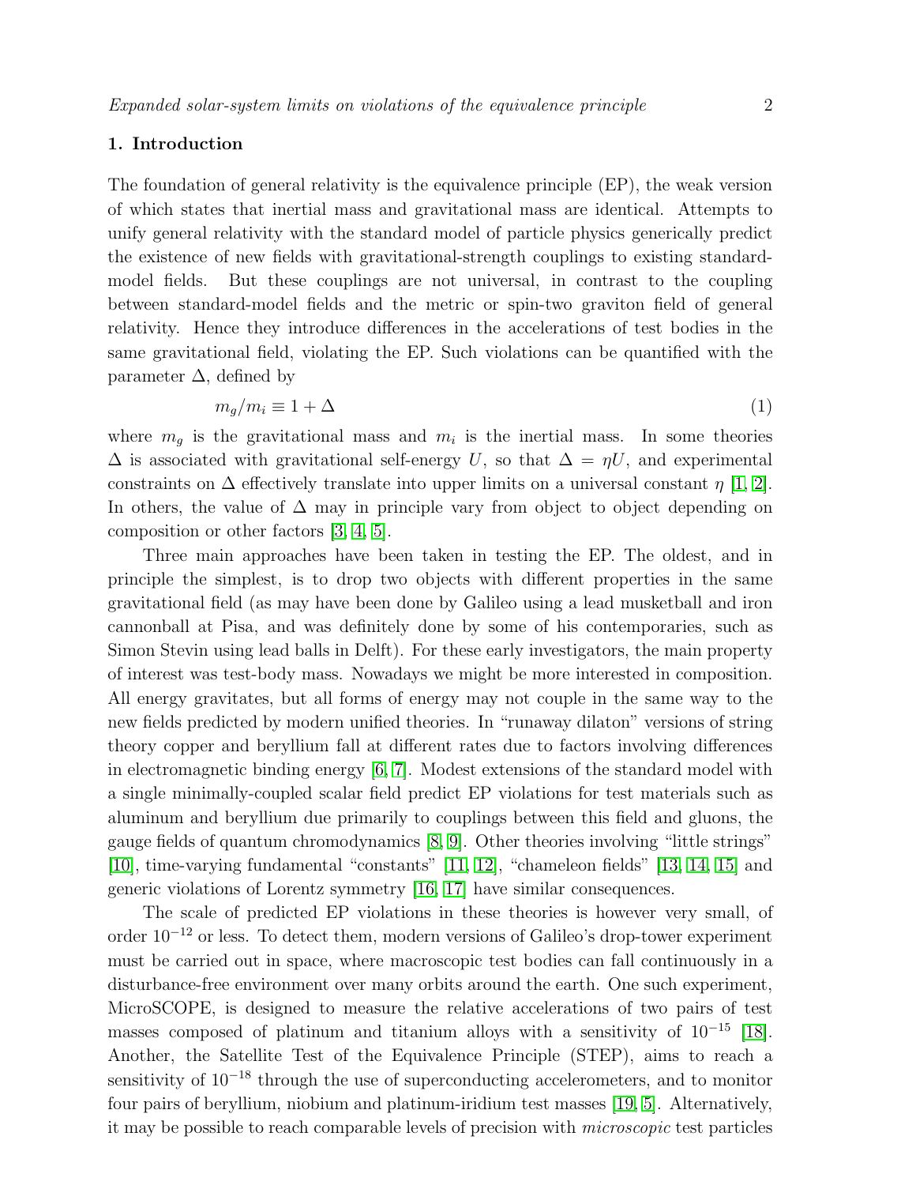## 1. Introduction

The foundation of general relativity is the equivalence principle (EP), the weak version of which states that inertial mass and gravitational mass are identical. Attempts to unify general relativity with the standard model of particle physics generically predict the existence of new fields with gravitational-strength couplings to existing standard-model fields. But these couplings are not universal, in contrast to the coupling between standard-model fields and the metric or spin-two graviton field of general relativity. Hence they introduce differences in the accelerations of test bodies in the same gravitational field, violating the EP. Such violations can be quantified with the parameter $\Delta$, defined by

$$m_g/m_i \equiv 1 + \Delta \tag{1}$$

where $m_g$ is the gravitational mass and $m_i$ is the inertial mass. In some theories $\Delta$ is associated with gravitational self-energy $U$, so that $\Delta = \eta U$, and experimental constraints on $\Delta$ effectively translate into upper limits on a universal constant $\eta$ [1, 2]. In others, the value of $\Delta$ may in principle vary from object to object depending on composition or other factors [3, 4, 5].

Three main approaches have been taken in testing the EP. The oldest, and in principle the simplest, is to drop two objects with different properties in the same gravitational field (as may have been done by Galileo using a lead musketball and iron cannonball at Pisa, and was definitely done by some of his contemporaries, such as Simon Stevin using lead balls in Delft). For these early investigators, the main property of interest was test-body mass. Nowadays we might be more interested in composition. All energy gravitates, but all forms of energy may not couple in the same way to the new fields predicted by modern unified theories. In "runaway dilaton" versions of string theory copper and beryllium fall at different rates due to factors involving differences in electromagnetic binding energy [6, 7]. Modest extensions of the standard model with a single minimally-coupled scalar field predict EP violations for test materials such as aluminum and beryllium due primarily to couplings between this field and gluons, the gauge fields of quantum chromodynamics [8, 9]. Other theories involving "little strings" [10], time-varying fundamental "constants" [11, 12], "chameleon fields" [13, 14, 15] and generic violations of Lorentz symmetry [16, 17] have similar consequences.

The scale of predicted EP violations in these theories is however very small, of order $10^{-12}$ or less. To detect them, modern versions of Galileo's drop-tower experiment must be carried out in space, where macroscopic test bodies can fall continuously in a disturbance-free environment over many orbits around the earth. One such experiment, MicroSCOPE, is designed to measure the relative accelerations of two pairs of test masses composed of platinum and titanium alloys with a sensitivity of $10^{-15}$ [18]. Another, the Satellite Test of the Equivalence Principle (STEP), aims to reach a sensitivity of $10^{-18}$ through the use of superconducting accelerometers, and to monitor four pairs of beryllium, niobium and platinum-iridium test masses [19, 5]. Alternatively, it may be possible to reach comparable levels of precision with *microscopic* test particles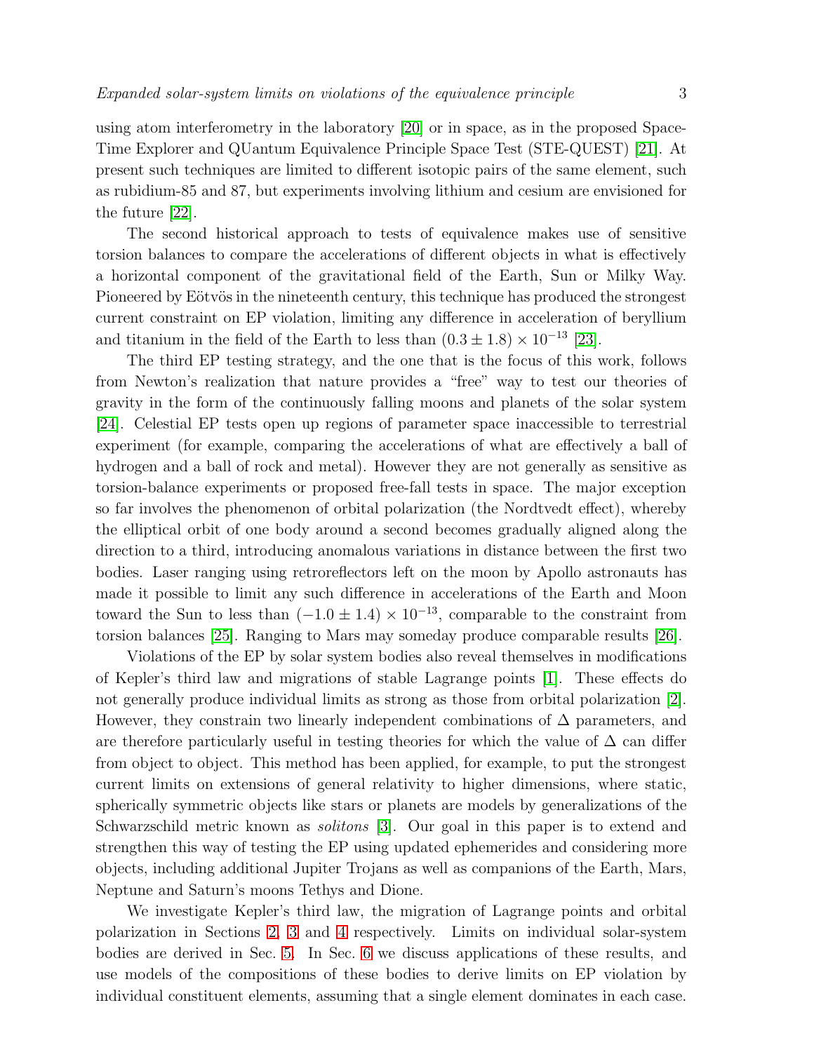using atom interferometry in the laboratory [20] or in space, as in the proposed Space-Time Explorer and QUantum Equivalence Principle Space Test (STE-QUEST) [21]. At present such techniques are limited to different isotopic pairs of the same element, such as rubidium-85 and 87, but experiments involving lithium and cesium are envisioned for the future [22].

The second historical approach to tests of equivalence makes use of sensitive torsion balances to compare the accelerations of different objects in what is effectively a horizontal component of the gravitational field of the Earth, Sun or Milky Way. Pioneered by Eötvös in the nineteenth century, this technique has produced the strongest current constraint on EP violation, limiting any difference in acceleration of beryllium and titanium in the field of the Earth to less than $(0.3 \pm 1.8) \times 10^{-13}$ [23].

The third EP testing strategy, and the one that is the focus of this work, follows from Newton's realization that nature provides a "free" way to test our theories of gravity in the form of the continuously falling moons and planets of the solar system [24]. Celestial EP tests open up regions of parameter space inaccessible to terrestrial experiment (for example, comparing the accelerations of what are effectively a ball of hydrogen and a ball of rock and metal). However they are not generally as sensitive as torsion-balance experiments or proposed free-fall tests in space. The major exception so far involves the phenomenon of orbital polarization (the Nordtvedt effect), whereby the elliptical orbit of one body around a second becomes gradually aligned along the direction to a third, introducing anomalous variations in distance between the first two bodies. Laser ranging using retroreflectors left on the moon by Apollo astronauts has made it possible to limit any such difference in accelerations of the Earth and Moon toward the Sun to less than $(-1.0 \pm 1.4) \times 10^{-13}$, comparable to the constraint from torsion balances [25]. Ranging to Mars may someday produce comparable results [26].

Violations of the EP by solar system bodies also reveal themselves in modifications of Kepler's third law and migrations of stable Lagrange points [1]. These effects do not generally produce individual limits as strong as those from orbital polarization [2]. However, they constrain two linearly independent combinations of $\Delta$ parameters, and are therefore particularly useful in testing theories for which the value of $\Delta$ can differ from object to object. This method has been applied, for example, to put the strongest current limits on extensions of general relativity to higher dimensions, where static, spherically symmetric objects like stars or planets are models by generalizations of the Schwarzschild metric known as *solitons* [3]. Our goal in this paper is to extend and strengthen this way of testing the EP using updated ephemerides and considering more objects, including additional Jupiter Trojans as well as companions of the Earth, Mars, Neptune and Saturn's moons Tethys and Dione.

We investigate Kepler's third law, the migration of Lagrange points and orbital polarization in Sections 2, 3 and 4 respectively. Limits on individual solar-system bodies are derived in Sec. 5. In Sec. 6 we discuss applications of these results, and use models of the compositions of these bodies to derive limits on EP violation by individual constituent elements, assuming that a single element dominates in each case.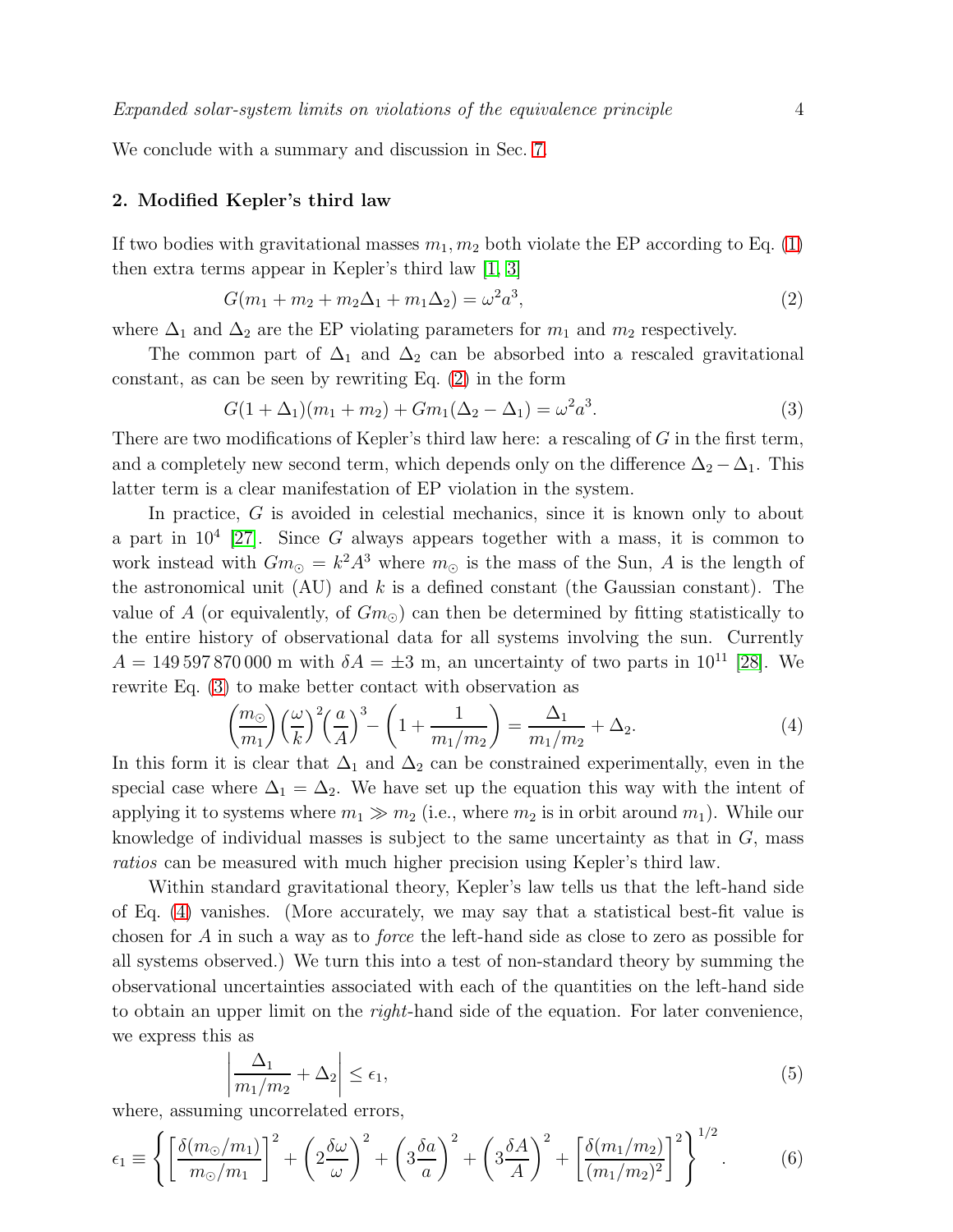We conclude with a summary and discussion in Sec. 7.

## 2. Modified Kepler's third law

If two bodies with gravitational masses $m_1, m_2$ both violate the EP according to Eq. (1) then extra terms appear in Kepler's third law [1, 3]

$$G(m_1 + m_2 + m_2\Delta_1 + m_1\Delta_2) = \omega^2 a^3, \tag{2}$$

where $\Delta_1$ and $\Delta_2$ are the EP violating parameters for $m_1$ and $m_2$ respectively.

The common part of $\Delta_1$ and $\Delta_2$ can be absorbed into a rescaled gravitational constant, as can be seen by rewriting Eq. (2) in the form

$$G(1 + \Delta_1)(m_1 + m_2) + Gm_1(\Delta_2 - \Delta_1) = \omega^2 a^3. \tag{3}$$

There are two modifications of Kepler's third law here: a rescaling of $G$ in the first term, and a completely new second term, which depends only on the difference $\Delta_2 - \Delta_1$. This latter term is a clear manifestation of EP violation in the system.

In practice, $G$ is avoided in celestial mechanics, since it is known only to about a part in $10^4$ [27]. Since $G$ always appears together with a mass, it is common to work instead with $Gm_\odot = k^2 A^3$ where $m_\odot$ is the mass of the Sun, $A$ is the length of the astronomical unit (AU) and $k$ is a defined constant (the Gaussian constant). The value of $A$ (or equivalently, of $Gm_\odot$) can then be determined by fitting statistically to the entire history of observational data for all systems involving the sun. Currently $A = 149\,597\,870\,000$ m with $\delta A = \pm 3$ m, an uncertainty of two parts in $10^{11}$ [28]. We rewrite Eq. (3) to make better contact with observation as

$$\left(\frac{m_\odot}{m_1}\right)\left(\frac{\omega}{k}\right)^2\left(\frac{a}{A}\right)^3 - \left(1 + \frac{1}{m_1/m_2}\right) = \frac{\Delta_1}{m_1/m_2} + \Delta_2. \tag{4}$$

In this form it is clear that $\Delta_1$ and $\Delta_2$ can be constrained experimentally, even in the special case where $\Delta_1 = \Delta_2$. We have set up the equation this way with the intent of applying it to systems where $m_1 \gg m_2$ (i.e., where $m_2$ is in orbit around $m_1$). While our knowledge of individual masses is subject to the same uncertainty as that in $G$, mass *ratios* can be measured with much higher precision using Kepler's third law.

Within standard gravitational theory, Kepler's law tells us that the left-hand side of Eq. (4) vanishes. (More accurately, we may say that a statistical best-fit value is chosen for $A$ in such a way as to *force* the left-hand side as close to zero as possible for all systems observed.) We turn this into a test of non-standard theory by summing the observational uncertainties associated with each of the quantities on the left-hand side to obtain an upper limit on the *right*-hand side of the equation. For later convenience, we express this as

$$\left|\frac{\Delta_1}{m_1/m_2} + \Delta_2\right| \leq \epsilon_1, \tag{5}$$

where, assuming uncorrelated errors,

$$\epsilon_1 \equiv \left\{ \left[\frac{\delta(m_\odot/m_1)}{m_\odot/m_1}\right]^2 + \left(2\frac{\delta\omega}{\omega}\right)^2 + \left(3\frac{\delta a}{a}\right)^2 + \left(3\frac{\delta A}{A}\right)^2 + \left[\frac{\delta(m_1/m_2)}{(m_1/m_2)^2}\right]^2 \right\}^{1/2}. \tag{6}$$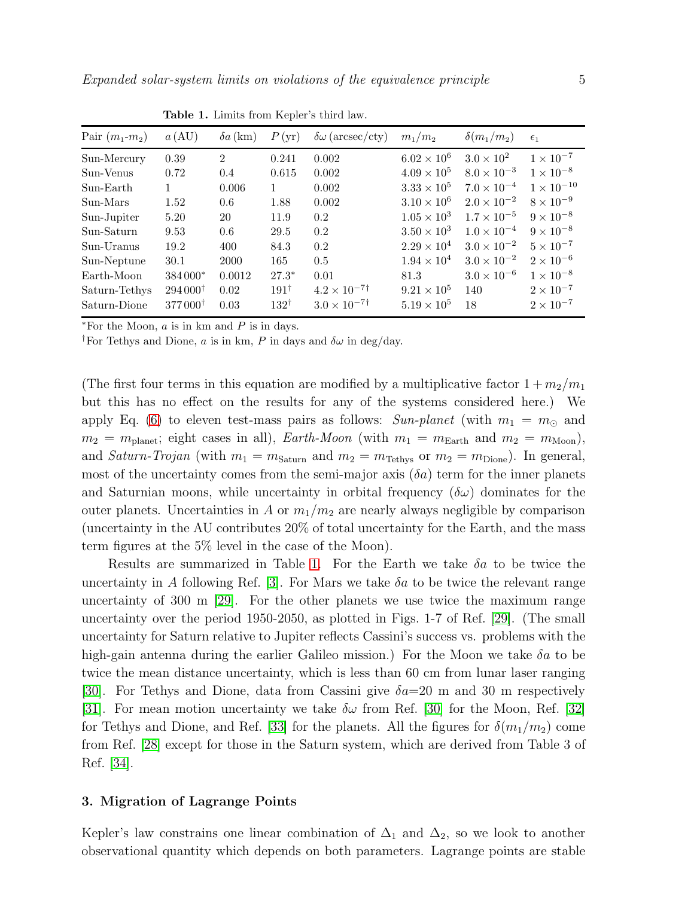**Table 1.** Limits from Kepler's third law.

| Pair ($m_1$-$m_2$) | $a$ (AU) | $\delta a$ (km) | $P$ (yr) | $\delta\omega$ (arcsec/cty) | $m_1/m_2$ | $\delta(m_1/m_2)$ | $\epsilon_1$ |
|---|---|---|---|---|---|---|---|
| Sun-Mercury | 0.39 | 2 | 0.241 | 0.002 | $6.02 \times 10^6$ | $3.0 \times 10^2$ | $1 \times 10^{-7}$ |
| Sun-Venus | 0.72 | 0.4 | 0.615 | 0.002 | $4.09 \times 10^5$ | $8.0 \times 10^{-3}$ | $1 \times 10^{-8}$ |
| Sun-Earth | 1 | 0.006 | 1 | 0.002 | $3.33 \times 10^5$ | $7.0 \times 10^{-4}$ | $1 \times 10^{-10}$ |
| Sun-Mars | 1.52 | 0.6 | 1.88 | 0.002 | $3.10 \times 10^6$ | $2.0 \times 10^{-2}$ | $8 \times 10^{-9}$ |
| Sun-Jupiter | 5.20 | 20 | 11.9 | 0.2 | $1.05 \times 10^3$ | $1.7 \times 10^{-5}$ | $9 \times 10^{-8}$ |
| Sun-Saturn | 9.53 | 0.6 | 29.5 | 0.2 | $3.50 \times 10^3$ | $1.0 \times 10^{-4}$ | $9 \times 10^{-8}$ |
| Sun-Uranus | 19.2 | 400 | 84.3 | 0.2 | $2.29 \times 10^4$ | $3.0 \times 10^{-2}$ | $5 \times 10^{-7}$ |
| Sun-Neptune | 30.1 | 2000 | 165 | 0.5 | $1.94 \times 10^4$ | $3.0 \times 10^{-2}$ | $2 \times 10^{-6}$ |
| Earth-Moon | 384 000* | 0.0012 | 27.3* | 0.01 | 81.3 | $3.0 \times 10^{-6}$ | $1 \times 10^{-8}$ |
| Saturn-Tethys | 294 000† | 0.02 | 191† | $4.2 \times 10^{-7}$† | $9.21 \times 10^5$ | 140 | $2 \times 10^{-7}$ |
| Saturn-Dione | 377 000† | 0.03 | 132† | $3.0 \times 10^{-7}$† | $5.19 \times 10^5$ | 18 | $2 \times 10^{-7}$ |

*For the Moon, $a$ is in km and $P$ is in days.

†For Tethys and Dione, $a$ is in km, $P$ in days and $\delta\omega$ in deg/day.

(The first four terms in this equation are modified by a multiplicative factor $1 + m_2/m_1$ but this has no effect on the results for any of the systems considered here.) We apply Eq. (6) to eleven test-mass pairs as follows: *Sun-planet* (with $m_1 = m_\odot$ and $m_2 = m_{\rm planet}$; eight cases in all), *Earth-Moon* (with $m_1 = m_{\rm Earth}$ and $m_2 = m_{\rm Moon}$), and *Saturn-Trojan* (with $m_1 = m_{\rm Saturn}$ and $m_2 = m_{\rm Tethys}$ or $m_2 = m_{\rm Dione}$). In general, most of the uncertainty comes from the semi-major axis ($\delta a$) term for the inner planets and Saturnian moons, while uncertainty in orbital frequency ($\delta\omega$) dominates for the outer planets. Uncertainties in $A$ or $m_1/m_2$ are nearly always negligible by comparison (uncertainty in the AU contributes 20% of total uncertainty for the Earth, and the mass term figures at the 5% level in the case of the Moon).

Results are summarized in Table 1. For the Earth we take $\delta a$ to be twice the uncertainty in $A$ following Ref. [3]. For Mars we take $\delta a$ to be twice the relevant range uncertainty of 300 m [29]. For the other planets we use twice the maximum range uncertainty over the period 1950-2050, as plotted in Figs. 1-7 of Ref. [29]. (The small uncertainty for Saturn relative to Jupiter reflects Cassini's success vs. problems with the high-gain antenna during the earlier Galileo mission.) For the Moon we take $\delta a$ to be twice the mean distance uncertainty, which is less than 60 cm from lunar laser ranging [30]. For Tethys and Dione, data from Cassini give $\delta a$=20 m and 30 m respectively [31]. For mean motion uncertainty we take $\delta\omega$ from Ref. [30] for the Moon, Ref. [32] for Tethys and Dione, and Ref. [33] for the planets. All the figures for $\delta(m_1/m_2)$ come from Ref. [28] except for those in the Saturn system, which are derived from Table 3 of Ref. [34].

## 3. Migration of Lagrange Points

Kepler's law constrains one linear combination of $\Delta_1$ and $\Delta_2$, so we look to another observational quantity which depends on both parameters. Lagrange points are stable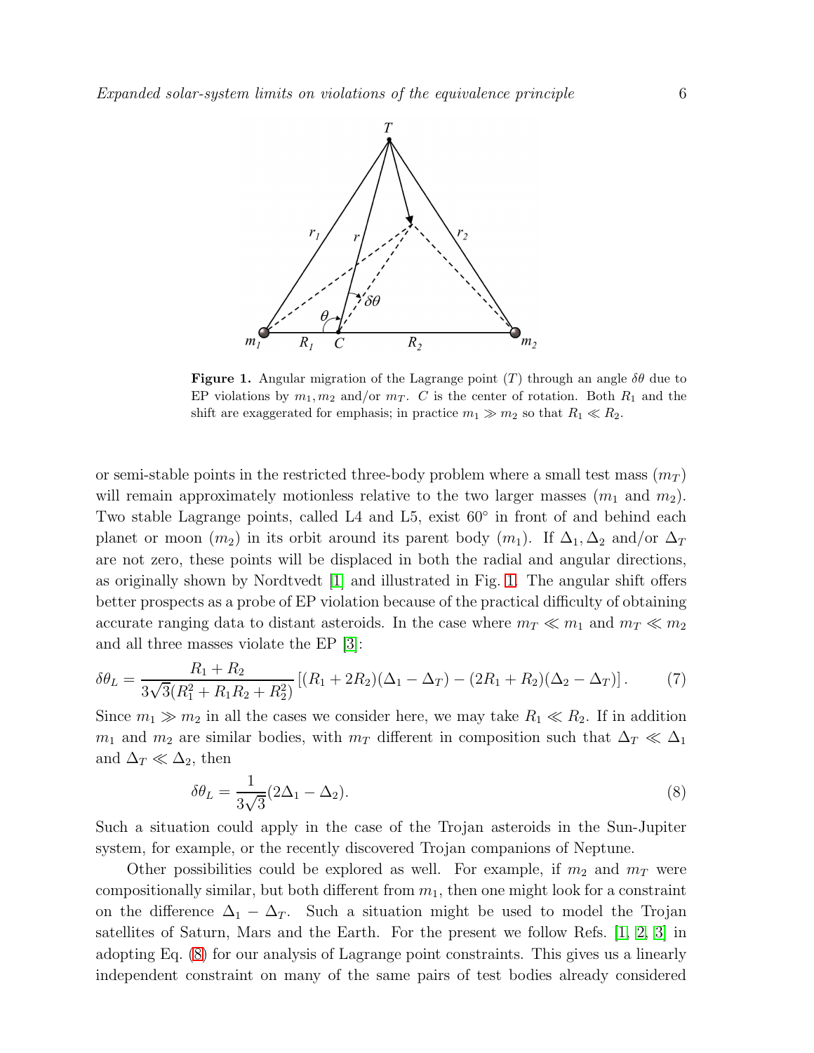**Figure 1.** Angular migration of the Lagrange point ($T$) through an angle $\delta\theta$ due to EP violations by $m_1, m_2$ and/or $m_T$. $C$ is the center of rotation. Both $R_1$ and the shift are exaggerated for emphasis; in practice $m_1 \gg m_2$ so that $R_1 \ll R_2$.

or semi-stable points in the restricted three-body problem where a small test mass ($m_T$) will remain approximately motionless relative to the two larger masses ($m_1$ and $m_2$). Two stable Lagrange points, called L4 and L5, exist 60° in front of and behind each planet or moon ($m_2$) in its orbit around its parent body ($m_1$). If $\Delta_1, \Delta_2$ and/or $\Delta_T$ are not zero, these points will be displaced in both the radial and angular directions, as originally shown by Nordtvedt [1] and illustrated in Fig. 1. The angular shift offers better prospects as a probe of EP violation because of the practical difficulty of obtaining accurate ranging data to distant asteroids. In the case where $m_T \ll m_1$ and $m_T \ll m_2$ and all three masses violate the EP [3]:

$$\delta\theta_L = \frac{R_1 + R_2}{3\sqrt{3}(R_1^2 + R_1 R_2 + R_2^2)} \left[(R_1 + 2R_2)(\Delta_1 - \Delta_T) - (2R_1 + R_2)(\Delta_2 - \Delta_T)\right]. \tag{7}$$

Since $m_1 \gg m_2$ in all the cases we consider here, we may take $R_1 \ll R_2$. If in addition $m_1$ and $m_2$ are similar bodies, with $m_T$ different in composition such that $\Delta_T \ll \Delta_1$ and $\Delta_T \ll \Delta_2$, then

$$\delta\theta_L = \frac{1}{3\sqrt{3}}(2\Delta_1 - \Delta_2). \tag{8}$$

Such a situation could apply in the case of the Trojan asteroids in the Sun-Jupiter system, for example, or the recently discovered Trojan companions of Neptune.

Other possibilities could be explored as well. For example, if $m_2$ and $m_T$ were compositionally similar, but both different from $m_1$, then one might look for a constraint on the difference $\Delta_1 - \Delta_T$. Such a situation might be used to model the Trojan satellites of Saturn, Mars and the Earth. For the present we follow Refs. [1, 2, 3] in adopting Eq. (8) for our analysis of Lagrange point constraints. This gives us a linearly independent constraint on many of the same pairs of test bodies already considered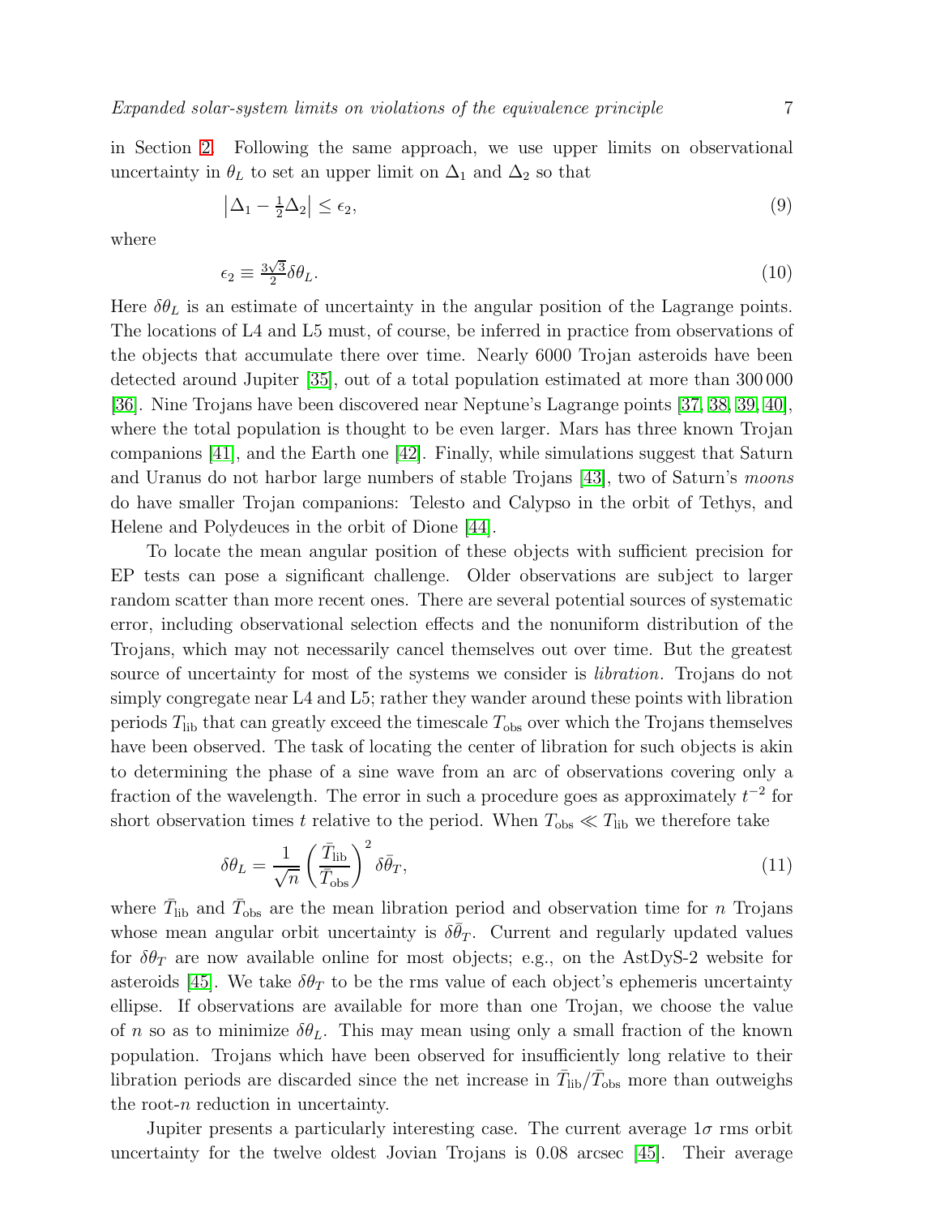in Section 2. Following the same approach, we use upper limits on observational uncertainty in $\theta_L$ to set an upper limit on $\Delta_1$ and $\Delta_2$ so that

$$\left|\Delta_1 - \tfrac{1}{2}\Delta_2\right| \leq \epsilon_2, \tag{9}$$

where

$$\epsilon_2 \equiv \tfrac{3\sqrt{3}}{2}\delta\theta_L. \tag{10}$$

Here $\delta\theta_L$ is an estimate of uncertainty in the angular position of the Lagrange points. The locations of L4 and L5 must, of course, be inferred in practice from observations of the objects that accumulate there over time. Nearly 6000 Trojan asteroids have been detected around Jupiter [35], out of a total population estimated at more than 300 000 [36]. Nine Trojans have been discovered near Neptune's Lagrange points [37, 38, 39, 40], where the total population is thought to be even larger. Mars has three known Trojan companions [41], and the Earth one [42]. Finally, while simulations suggest that Saturn and Uranus do not harbor large numbers of stable Trojans [43], two of Saturn's *moons* do have smaller Trojan companions: Telesto and Calypso in the orbit of Tethys, and Helene and Polydeuces in the orbit of Dione [44].

To locate the mean angular position of these objects with sufficient precision for EP tests can pose a significant challenge. Older observations are subject to larger random scatter than more recent ones. There are several potential sources of systematic error, including observational selection effects and the nonuniform distribution of the Trojans, which may not necessarily cancel themselves out over time. But the greatest source of uncertainty for most of the systems we consider is *libration*. Trojans do not simply congregate near L4 and L5; rather they wander around these points with libration periods $T_{\rm lib}$ that can greatly exceed the timescale $T_{\rm obs}$ over which the Trojans themselves have been observed. The task of locating the center of libration for such objects is akin to determining the phase of a sine wave from an arc of observations covering only a fraction of the wavelength. The error in such a procedure goes as approximately $t^{-2}$ for short observation times $t$ relative to the period. When $T_{\rm obs} \ll T_{\rm lib}$ we therefore take

$$\delta\theta_L = \frac{1}{\sqrt{n}}\left(\frac{\bar{T}_{\rm lib}}{\bar{T}_{\rm obs}}\right)^2 \delta\bar{\theta}_T, \tag{11}$$

where $\bar{T}_{\rm lib}$ and $\bar{T}_{\rm obs}$ are the mean libration period and observation time for $n$ Trojans whose mean angular orbit uncertainty is $\delta\bar{\theta}_T$. Current and regularly updated values for $\delta\theta_T$ are now available online for most objects; e.g., on the AstDyS-2 website for asteroids [45]. We take $\delta\theta_T$ to be the rms value of each object's ephemeris uncertainty ellipse. If observations are available for more than one Trojan, we choose the value of $n$ so as to minimize $\delta\theta_L$. This may mean using only a small fraction of the known population. Trojans which have been observed for insufficiently long relative to their libration periods are discarded since the net increase in $\bar{T}_{\rm lib}/\bar{T}_{\rm obs}$ more than outweighs the root-$n$ reduction in uncertainty.

Jupiter presents a particularly interesting case. The current average $1\sigma$ rms orbit uncertainty for the twelve oldest Jovian Trojans is 0.08 arcsec [45]. Their average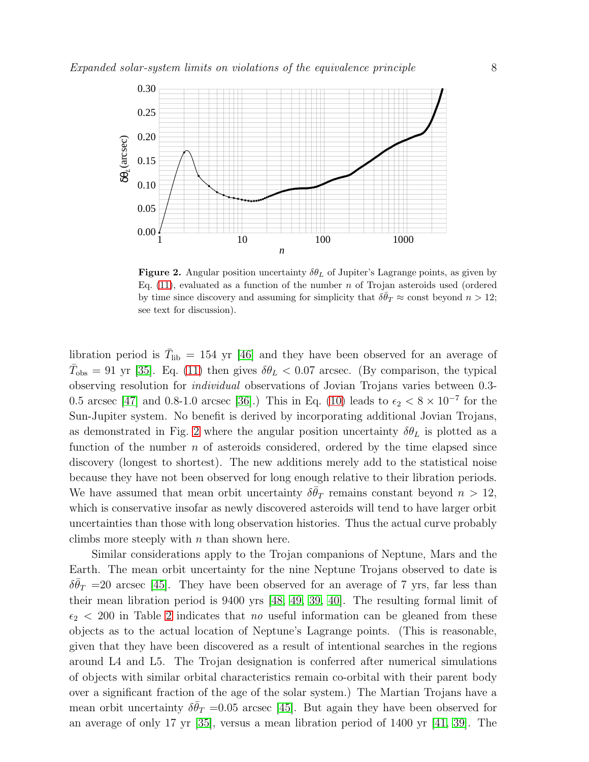**Figure 2.** Angular position uncertainty $\delta\theta_L$ of Jupiter's Lagrange points, as given by Eq. (11), evaluated as a function of the number $n$ of Trojan asteroids used (ordered by time since discovery and assuming for simplicity that $\delta\bar{\theta}_T \approx$ const beyond $n > 12$; see text for discussion).

libration period is $\bar{T}_{\rm lib} = 154$ yr [46] and they have been observed for an average of $\bar{T}_{\rm obs} = 91$ yr [35]. Eq. (11) then gives $\delta\theta_L < 0.07$ arcsec. (By comparison, the typical observing resolution for *individual* observations of Jovian Trojans varies between 0.3-0.5 arcsec [47] and 0.8-1.0 arcsec [36].) This in Eq. (10) leads to $\epsilon_2 < 8 \times 10^{-7}$ for the Sun-Jupiter system. No benefit is derived by incorporating additional Jovian Trojans, as demonstrated in Fig. 2 where the angular position uncertainty $\delta\theta_L$ is plotted as a function of the number $n$ of asteroids considered, ordered by the time elapsed since discovery (longest to shortest). The new additions merely add to the statistical noise because they have not been observed for long enough relative to their libration periods. We have assumed that mean orbit uncertainty $\delta\bar{\theta}_T$ remains constant beyond $n > 12$, which is conservative insofar as newly discovered asteroids will tend to have larger orbit uncertainties than those with long observation histories. Thus the actual curve probably climbs more steeply with $n$ than shown here.

Similar considerations apply to the Trojan companions of Neptune, Mars and the Earth. The mean orbit uncertainty for the nine Neptune Trojans observed to date is $\delta\bar{\theta}_T$ =20 arcsec [45]. They have been observed for an average of 7 yrs, far less than their mean libration period is 9400 yrs [48, 49, 39, 40]. The resulting formal limit of $\epsilon_2 < 200$ in Table 2 indicates that *no* useful information can be gleaned from these objects as to the actual location of Neptune's Lagrange points. (This is reasonable, given that they have been discovered as a result of intentional searches in the regions around L4 and L5. The Trojan designation is conferred after numerical simulations of objects with similar orbital characteristics remain co-orbital with their parent body over a significant fraction of the age of the solar system.) The Martian Trojans have a mean orbit uncertainty $\delta\bar{\theta}_T$ =0.05 arcsec [45]. But again they have been observed for an average of only 17 yr [35], versus a mean libration period of 1400 yr [41, 39]. The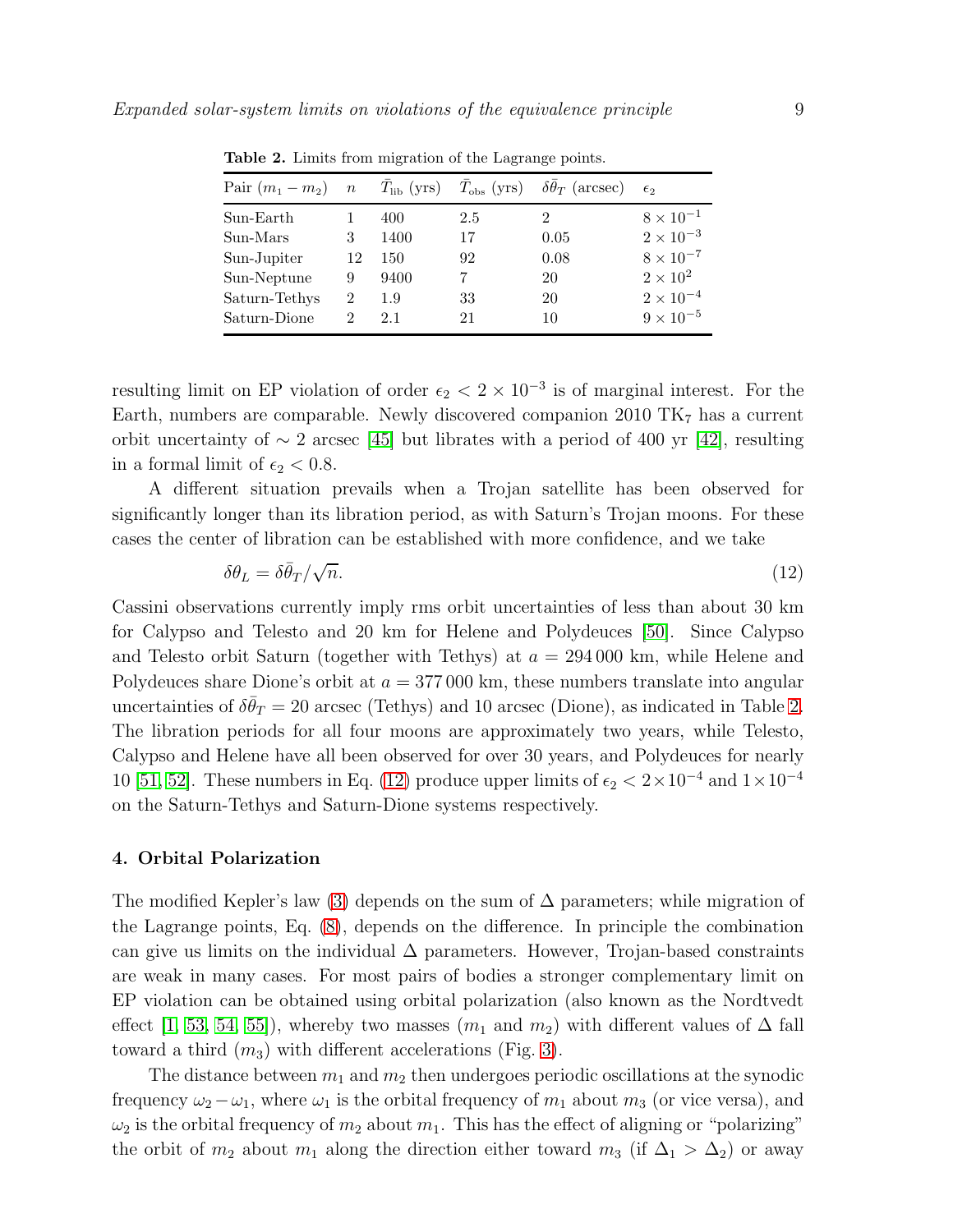Table 2. Limits from migration of the Lagrange points.

| Pair ($m_1 - m_2$) | $n$ | $\bar{T}_{\rm lib}$ (yrs) | $\bar{T}_{\rm obs}$ (yrs) | $\delta\bar{\theta}_T$ (arcsec) | $\epsilon_2$ |
|---|---|---|---|---|---|
| Sun-Earth | 1 | 400 | 2.5 | 2 | $8 \times 10^{-1}$ |
| Sun-Mars | 3 | 1400 | 17 | 0.05 | $2 \times 10^{-3}$ |
| Sun-Jupiter | 12 | 150 | 92 | 0.08 | $8 \times 10^{-7}$ |
| Sun-Neptune | 9 | 9400 | 7 | 20 | $2 \times 10^{2}$ |
| Saturn-Tethys | 2 | 1.9 | 33 | 20 | $2 \times 10^{-4}$ |
| Saturn-Dione | 2 | 2.1 | 21 | 10 | $9 \times 10^{-5}$ |

resulting limit on EP violation of order $\epsilon_2 < 2 \times 10^{-3}$ is of marginal interest. For the Earth, numbers are comparable. Newly discovered companion 2010 $TK_7$ has a current orbit uncertainty of $\sim 2$ arcsec [45] but librates with a period of 400 yr [42], resulting in a formal limit of $\epsilon_2 < 0.8$.

A different situation prevails when a Trojan satellite has been observed for significantly longer than its libration period, as with Saturn's Trojan moons. For these cases the center of libration can be established with more confidence, and we take

$$\delta\theta_L = \delta\bar{\theta}_T/\sqrt{n}. \tag{12}$$

Cassini observations currently imply rms orbit uncertainties of less than about 30 km for Calypso and Telesto and 20 km for Helene and Polydeuces [50]. Since Calypso and Telesto orbit Saturn (together with Tethys) at $a = 294\,000$ km, while Helene and Polydeuces share Dione's orbit at $a = 377\,000$ km, these numbers translate into angular uncertainties of $\delta\bar{\theta}_T = 20$ arcsec (Tethys) and 10 arcsec (Dione), as indicated in Table 2. The libration periods for all four moons are approximately two years, while Telesto, Calypso and Helene have all been observed for over 30 years, and Polydeuces for nearly 10 [51, 52]. These numbers in Eq. (12) produce upper limits of $\epsilon_2 < 2\times10^{-4}$ and $1\times10^{-4}$ on the Saturn-Tethys and Saturn-Dione systems respectively.

## 4. Orbital Polarization

The modified Kepler's law (3) depends on the sum of $\Delta$ parameters; while migration of the Lagrange points, Eq. (8), depends on the difference. In principle the combination can give us limits on the individual $\Delta$ parameters. However, Trojan-based constraints are weak in many cases. For most pairs of bodies a stronger complementary limit on EP violation can be obtained using orbital polarization (also known as the Nordtvedt effect [1, 53, 54, 55]), whereby two masses ($m_1$ and $m_2$) with different values of $\Delta$ fall toward a third ($m_3$) with different accelerations (Fig. 3).

The distance between $m_1$ and $m_2$ then undergoes periodic oscillations at the synodic frequency $\omega_2 - \omega_1$, where $\omega_1$ is the orbital frequency of $m_1$ about $m_3$ (or vice versa), and $\omega_2$ is the orbital frequency of $m_2$ about $m_1$. This has the effect of aligning or "polarizing" the orbit of $m_2$ about $m_1$ along the direction either toward $m_3$ (if $\Delta_1 > \Delta_2$) or away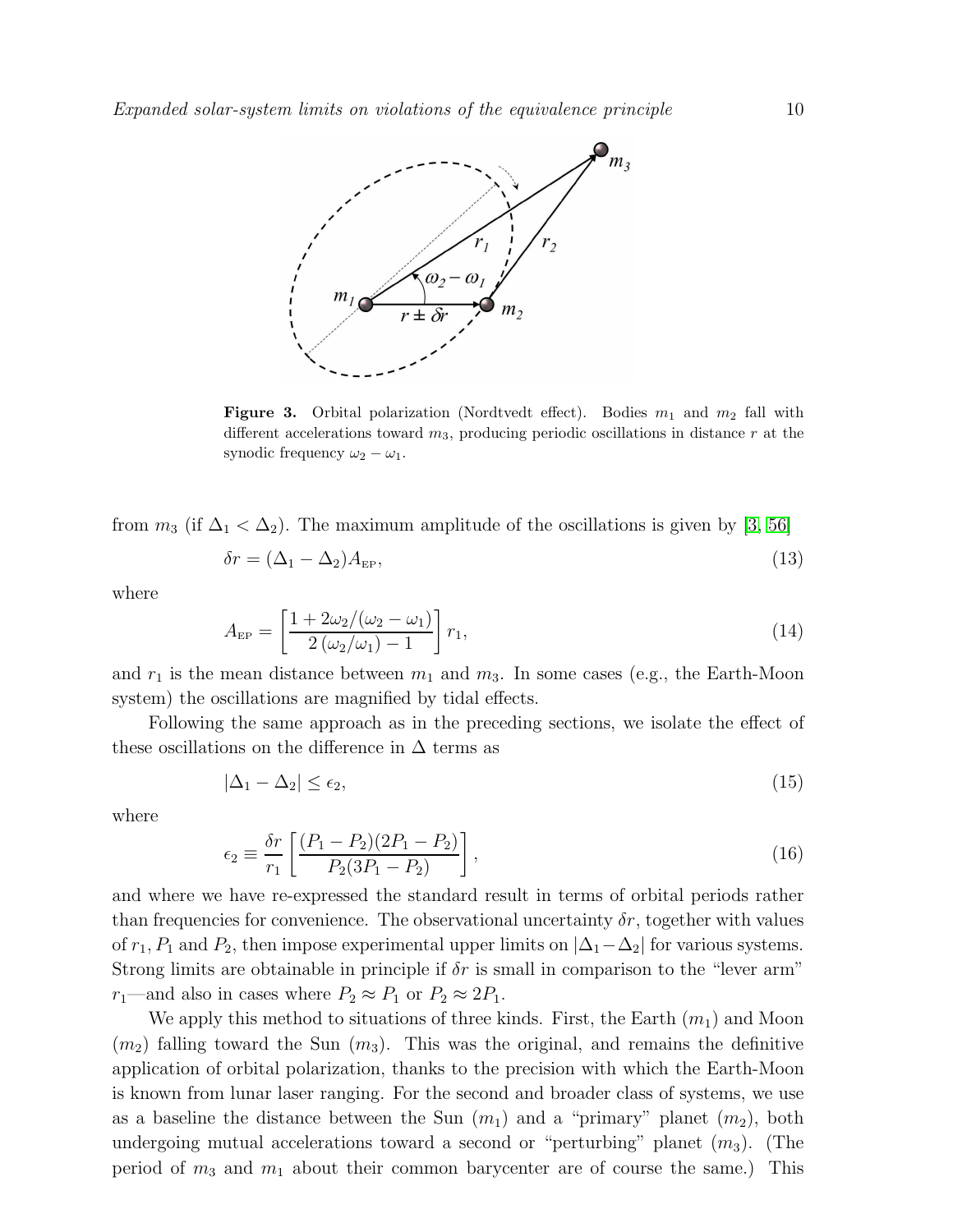**Figure 3.** Orbital polarization (Nordtvedt effect). Bodies $m_1$ and $m_2$ fall with different accelerations toward $m_3$, producing periodic oscillations in distance $r$ at the synodic frequency $\omega_2 - \omega_1$.

from $m_3$ (if $\Delta_1 < \Delta_2$). The maximum amplitude of the oscillations is given by [3, 56]

$$\delta r = (\Delta_1 - \Delta_2) A_{\text{EP}}, \tag{13}$$

where

$$A_{\text{EP}} = \left[ \frac{1 + 2\omega_2/(\omega_2 - \omega_1)}{2(\omega_2/\omega_1) - 1} \right] r_1, \tag{14}$$

and $r_1$ is the mean distance between $m_1$ and $m_3$. In some cases (e.g., the Earth-Moon system) the oscillations are magnified by tidal effects.

Following the same approach as in the preceding sections, we isolate the effect of these oscillations on the difference in $\Delta$ terms as

$$|\Delta_1 - \Delta_2| \leq \epsilon_2, \tag{15}$$

where

$$\epsilon_2 \equiv \frac{\delta r}{r_1} \left[ \frac{(P_1 - P_2)(2P_1 - P_2)}{P_2(3P_1 - P_2)} \right], \tag{16}$$

and where we have re-expressed the standard result in terms of orbital periods rather than frequencies for convenience. The observational uncertainty $\delta r$, together with values of $r_1$, $P_1$ and $P_2$, then impose experimental upper limits on $|\Delta_1 - \Delta_2|$ for various systems. Strong limits are obtainable in principle if $\delta r$ is small in comparison to the "lever arm" $r_1$—and also in cases where $P_2 \approx P_1$ or $P_2 \approx 2P_1$.

We apply this method to situations of three kinds. First, the Earth ($m_1$) and Moon ($m_2$) falling toward the Sun ($m_3$). This was the original, and remains the definitive application of orbital polarization, thanks to the precision with which the Earth-Moon is known from lunar laser ranging. For the second and broader class of systems, we use as a baseline the distance between the Sun ($m_1$) and a "primary" planet ($m_2$), both undergoing mutual accelerations toward a second or "perturbing" planet ($m_3$). (The period of $m_3$ and $m_1$ about their common barycenter are of course the same.) This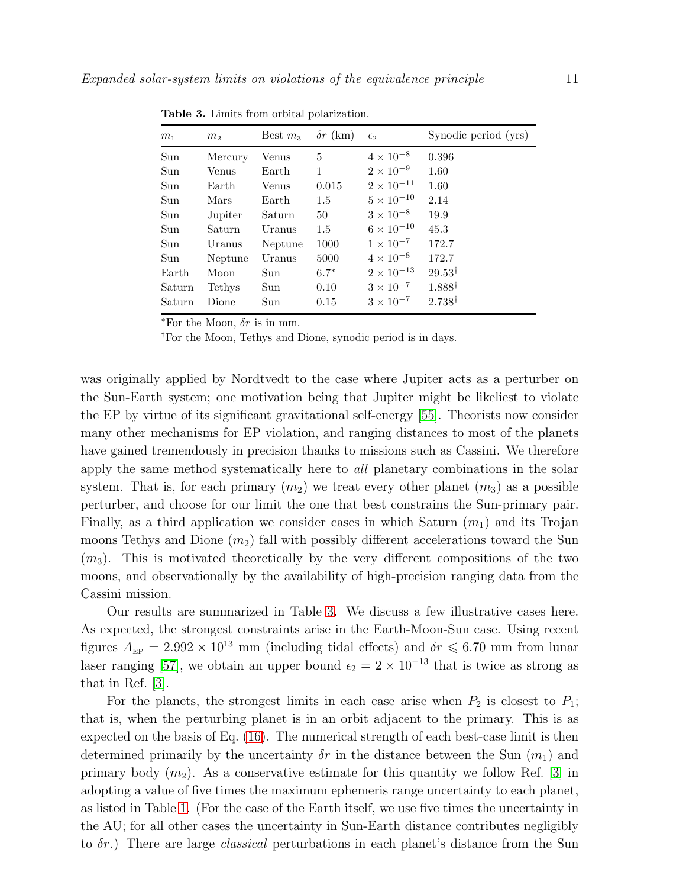**Table 3.** Limits from orbital polarization.

| $m_1$ | $m_2$ | Best $m_3$ | $\delta r$ (km) | $\epsilon_2$ | Synodic period (yrs) |
|---|---|---|---|---|---|
| Sun | Mercury | Venus | 5 | $4 \times 10^{-8}$ | 0.396 |
| Sun | Venus | Earth | 1 | $2 \times 10^{-9}$ | 1.60 |
| Sun | Earth | Venus | 0.015 | $2 \times 10^{-11}$ | 1.60 |
| Sun | Mars | Earth | 1.5 | $5 \times 10^{-10}$ | 2.14 |
| Sun | Jupiter | Saturn | 50 | $3 \times 10^{-8}$ | 19.9 |
| Sun | Saturn | Uranus | 1.5 | $6 \times 10^{-10}$ | 45.3 |
| Sun | Uranus | Neptune | 1000 | $1 \times 10^{-7}$ | 172.7 |
| Sun | Neptune | Uranus | 5000 | $4 \times 10^{-8}$ | 172.7 |
| Earth | Moon | Sun | $6.7^{*}$ | $2 \times 10^{-13}$ | $29.53^{\dagger}$ |
| Saturn | Tethys | Sun | 0.10 | $3 \times 10^{-7}$ | $1.888^{\dagger}$ |
| Saturn | Dione | Sun | 0.15 | $3 \times 10^{-7}$ | $2.738^{\dagger}$ |

$^{*}$For the Moon, $\delta r$ is in mm.

$^{\dagger}$For the Moon, Tethys and Dione, synodic period is in days.

was originally applied by Nordtvedt to the case where Jupiter acts as a perturber on the Sun-Earth system; one motivation being that Jupiter might be likeliest to violate the EP by virtue of its significant gravitational self-energy [55]. Theorists now consider many other mechanisms for EP violation, and ranging distances to most of the planets have gained tremendously in precision thanks to missions such as Cassini. We therefore apply the same method systematically here to *all* planetary combinations in the solar system. That is, for each primary ($m_2$) we treat every other planet ($m_3$) as a possible perturber, and choose for our limit the one that best constrains the Sun-primary pair. Finally, as a third application we consider cases in which Saturn ($m_1$) and its Trojan moons Tethys and Dione ($m_2$) fall with possibly different accelerations toward the Sun ($m_3$). This is motivated theoretically by the very different compositions of the two moons, and observationally by the availability of high-precision ranging data from the Cassini mission.

Our results are summarized in Table 3. We discuss a few illustrative cases here. As expected, the strongest constraints arise in the Earth-Moon-Sun case. Using recent figures $A_{\rm EP} = 2.992 \times 10^{13}$ mm (including tidal effects) and $\delta r \leqslant 6.70$ mm from lunar laser ranging [57], we obtain an upper bound $\epsilon_2 = 2 \times 10^{-13}$ that is twice as strong as that in Ref. [3].

For the planets, the strongest limits in each case arise when $P_2$ is closest to $P_1$; that is, when the perturbing planet is in an orbit adjacent to the primary. This is as expected on the basis of Eq. (16). The numerical strength of each best-case limit is then determined primarily by the uncertainty $\delta r$ in the distance between the Sun ($m_1$) and primary body ($m_2$). As a conservative estimate for this quantity we follow Ref. [3] in adopting a value of five times the maximum ephemeris range uncertainty to each planet, as listed in Table 1. (For the case of the Earth itself, we use five times the uncertainty in the AU; for all other cases the uncertainty in Sun-Earth distance contributes negligibly to $\delta r$.) There are large *classical* perturbations in each planet's distance from the Sun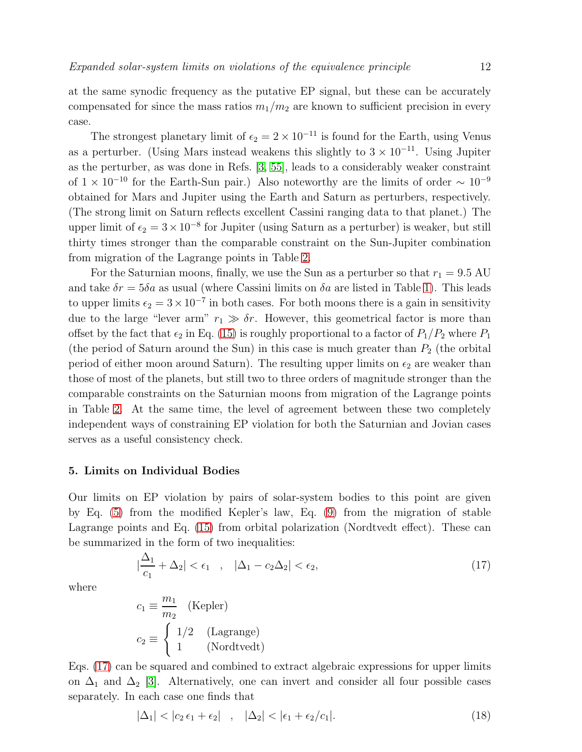at the same synodic frequency as the putative EP signal, but these can be accurately compensated for since the mass ratios $m_1/m_2$ are known to sufficient precision in every case.

The strongest planetary limit of $\epsilon_2 = 2 \times 10^{-11}$ is found for the Earth, using Venus as a perturber. (Using Mars instead weakens this slightly to $3 \times 10^{-11}$. Using Jupiter as the perturber, as was done in Refs. [3, 55], leads to a considerably weaker constraint of $1 \times 10^{-10}$ for the Earth-Sun pair.) Also noteworthy are the limits of order $\sim 10^{-9}$ obtained for Mars and Jupiter using the Earth and Saturn as perturbers, respectively. (The strong limit on Saturn reflects excellent Cassini ranging data to that planet.) The upper limit of $\epsilon_2 = 3 \times 10^{-8}$ for Jupiter (using Saturn as a perturber) is weaker, but still thirty times stronger than the comparable constraint on the Sun-Jupiter combination from migration of the Lagrange points in Table 2.

For the Saturnian moons, finally, we use the Sun as a perturber so that $r_1 = 9.5$ AU and take $\delta r = 5\delta a$ as usual (where Cassini limits on $\delta a$ are listed in Table 1). This leads to upper limits $\epsilon_2 = 3 \times 10^{-7}$ in both cases. For both moons there is a gain in sensitivity due to the large "lever arm" $r_1 \gg \delta r$. However, this geometrical factor is more than offset by the fact that $\epsilon_2$ in Eq. (15) is roughly proportional to a factor of $P_1/P_2$ where $P_1$ (the period of Saturn around the Sun) in this case is much greater than $P_2$ (the orbital period of either moon around Saturn). The resulting upper limits on $\epsilon_2$ are weaker than those of most of the planets, but still two to three orders of magnitude stronger than the comparable constraints on the Saturnian moons from migration of the Lagrange points in Table 2. At the same time, the level of agreement between these two completely independent ways of constraining EP violation for both the Saturnian and Jovian cases serves as a useful consistency check.

## 5. Limits on Individual Bodies

Our limits on EP violation by pairs of solar-system bodies to this point are given by Eq. (5) from the modified Kepler's law, Eq. (9) from the migration of stable Lagrange points and Eq. (15) from orbital polarization (Nordtvedt effect). These can be summarized in the form of two inequalities:

$$\left|\frac{\Delta_1}{c_1} + \Delta_2\right| < \epsilon_1 \quad , \quad |\Delta_1 - c_2\Delta_2| < \epsilon_2, \tag{17}$$

where

$$c_1 \equiv \frac{m_1}{m_2} \quad \text{(Kepler)}$$

$$c_2 \equiv \begin{cases} 1/2 & \text{(Lagrange)} \\ 1 & \text{(Nordtvedt)} \end{cases}$$

Eqs. (17) can be squared and combined to extract algebraic expressions for upper limits on $\Delta_1$ and $\Delta_2$ [3]. Alternatively, one can invert and consider all four possible cases separately. In each case one finds that

$$|\Delta_1| < |c_2\,\epsilon_1 + \epsilon_2| \quad , \quad |\Delta_2| < |\epsilon_1 + \epsilon_2/c_1|. \tag{18}$$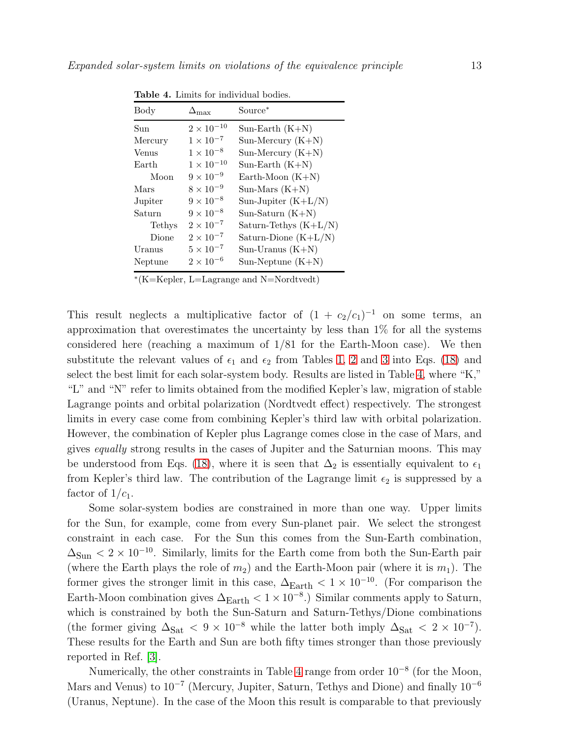**Table 4.** Limits for individual bodies.

| Body | $\Delta_{\rm max}$ | Source* |
|---|---|---|
| Sun | $2 \times 10^{-10}$ | Sun-Earth (K+N) |
| Mercury | $1 \times 10^{-7}$ | Sun-Mercury (K+N) |
| Venus | $1 \times 10^{-8}$ | Sun-Mercury (K+N) |
| Earth | $1 \times 10^{-10}$ | Sun-Earth (K+N) |
| Moon | $9 \times 10^{-9}$ | Earth-Moon (K+N) |
| Mars | $8 \times 10^{-9}$ | Sun-Mars (K+N) |
| Jupiter | $9 \times 10^{-8}$ | Sun-Jupiter (K+L/N) |
| Saturn | $9 \times 10^{-8}$ | Sun-Saturn (K+N) |
| Tethys | $2 \times 10^{-7}$ | Saturn-Tethys (K+L/N) |
| Dione | $2 \times 10^{-7}$ | Saturn-Dione (K+L/N) |
| Uranus | $5 \times 10^{-7}$ | Sun-Uranus (K+N) |
| Neptune | $2 \times 10^{-6}$ | Sun-Neptune (K+N) |

*(K=Kepler, L=Lagrange and N=Nordtvedt)

This result neglects a multiplicative factor of $(1 + c_2/c_1)^{-1}$ on some terms, an approximation that overestimates the uncertainty by less than 1% for all the systems considered here (reaching a maximum of 1/81 for the Earth-Moon case). We then substitute the relevant values of $\epsilon_1$ and $\epsilon_2$ from Tables 1, 2 and 3 into Eqs. (18) and select the best limit for each solar-system body. Results are listed in Table 4, where "K," "L" and "N" refer to limits obtained from the modified Kepler's law, migration of stable Lagrange points and orbital polarization (Nordtvedt effect) respectively. The strongest limits in every case come from combining Kepler's third law with orbital polarization. However, the combination of Kepler plus Lagrange comes close in the case of Mars, and gives *equally* strong results in the cases of Jupiter and the Saturnian moons. This may be understood from Eqs. (18), where it is seen that $\Delta_2$ is essentially equivalent to $\epsilon_1$ from Kepler's third law. The contribution of the Lagrange limit $\epsilon_2$ is suppressed by a factor of $1/c_1$.

Some solar-system bodies are constrained in more than one way. Upper limits for the Sun, for example, come from every Sun-planet pair. We select the strongest constraint in each case. For the Sun this comes from the Sun-Earth combination, $\Delta_{\rm Sun} < 2 \times 10^{-10}$. Similarly, limits for the Earth come from both the Sun-Earth pair (where the Earth plays the role of $m_2$) and the Earth-Moon pair (where it is $m_1$). The former gives the stronger limit in this case, $\Delta_{\rm Earth} < 1 \times 10^{-10}$. (For comparison the Earth-Moon combination gives $\Delta_{\rm Earth} < 1 \times 10^{-8}$.) Similar comments apply to Saturn, which is constrained by both the Sun-Saturn and Saturn-Tethys/Dione combinations (the former giving $\Delta_{\rm Sat} < 9 \times 10^{-8}$ while the latter both imply $\Delta_{\rm Sat} < 2 \times 10^{-7}$). These results for the Earth and Sun are both fifty times stronger than those previously reported in Ref. [3].

Numerically, the other constraints in Table 4 range from order $10^{-8}$ (for the Moon, Mars and Venus) to $10^{-7}$ (Mercury, Jupiter, Saturn, Tethys and Dione) and finally $10^{-6}$ (Uranus, Neptune). In the case of the Moon this result is comparable to that previously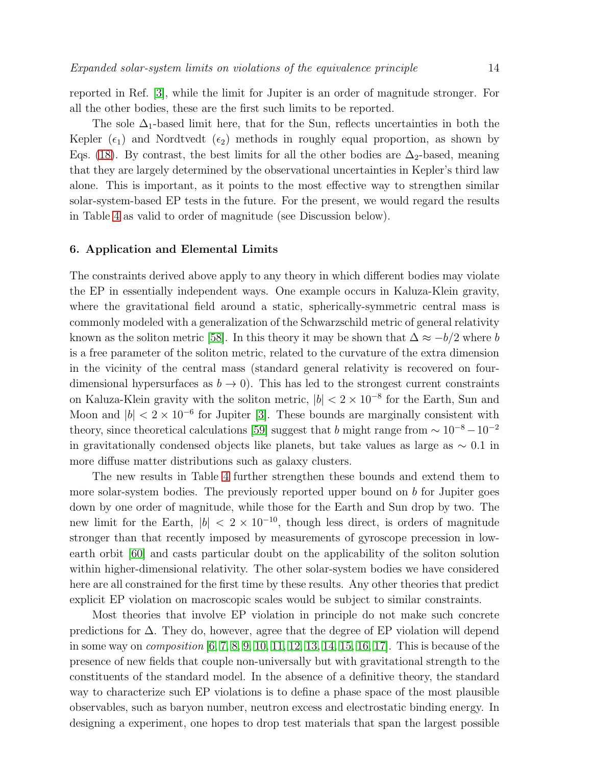reported in Ref. [3], while the limit for Jupiter is an order of magnitude stronger. For all the other bodies, these are the first such limits to be reported.

The sole $\Delta_1$-based limit here, that for the Sun, reflects uncertainties in both the Kepler ($\epsilon_1$) and Nordtvedt ($\epsilon_2$) methods in roughly equal proportion, as shown by Eqs. (18). By contrast, the best limits for all the other bodies are $\Delta_2$-based, meaning that they are largely determined by the observational uncertainties in Kepler's third law alone. This is important, as it points to the most effective way to strengthen similar solar-system-based EP tests in the future. For the present, we would regard the results in Table 4 as valid to order of magnitude (see Discussion below).

## 6. Application and Elemental Limits

The constraints derived above apply to any theory in which different bodies may violate the EP in essentially independent ways. One example occurs in Kaluza-Klein gravity, where the gravitational field around a static, spherically-symmetric central mass is commonly modeled with a generalization of the Schwarzschild metric of general relativity known as the soliton metric [58]. In this theory it may be shown that $\Delta \approx -b/2$ where $b$ is a free parameter of the soliton metric, related to the curvature of the extra dimension in the vicinity of the central mass (standard general relativity is recovered on four-dimensional hypersurfaces as $b \to 0$). This has led to the strongest current constraints on Kaluza-Klein gravity with the soliton metric, $|b| < 2 \times 10^{-8}$ for the Earth, Sun and Moon and $|b| < 2 \times 10^{-6}$ for Jupiter [3]. These bounds are marginally consistent with theory, since theoretical calculations [59] suggest that $b$ might range from $\sim 10^{-8} - 10^{-2}$ in gravitationally condensed objects like planets, but take values as large as $\sim 0.1$ in more diffuse matter distributions such as galaxy clusters.

The new results in Table 4 further strengthen these bounds and extend them to more solar-system bodies. The previously reported upper bound on $b$ for Jupiter goes down by one order of magnitude, while those for the Earth and Sun drop by two. The new limit for the Earth, $|b| < 2 \times 10^{-10}$, though less direct, is orders of magnitude stronger than that recently imposed by measurements of gyroscope precession in low-earth orbit [60] and casts particular doubt on the applicability of the soliton solution within higher-dimensional relativity. The other solar-system bodies we have considered here are all constrained for the first time by these results. Any other theories that predict explicit EP violation on macroscopic scales would be subject to similar constraints.

Most theories that involve EP violation in principle do not make such concrete predictions for $\Delta$. They do, however, agree that the degree of EP violation will depend in some way on *composition* [6, 7, 8, 9, 10, 11, 12, 13, 14, 15, 16, 17]. This is because of the presence of new fields that couple non-universally but with gravitational strength to the constituents of the standard model. In the absence of a definitive theory, the standard way to characterize such EP violations is to define a phase space of the most plausible observables, such as baryon number, neutron excess and electrostatic binding energy. In designing a experiment, one hopes to drop test materials that span the largest possible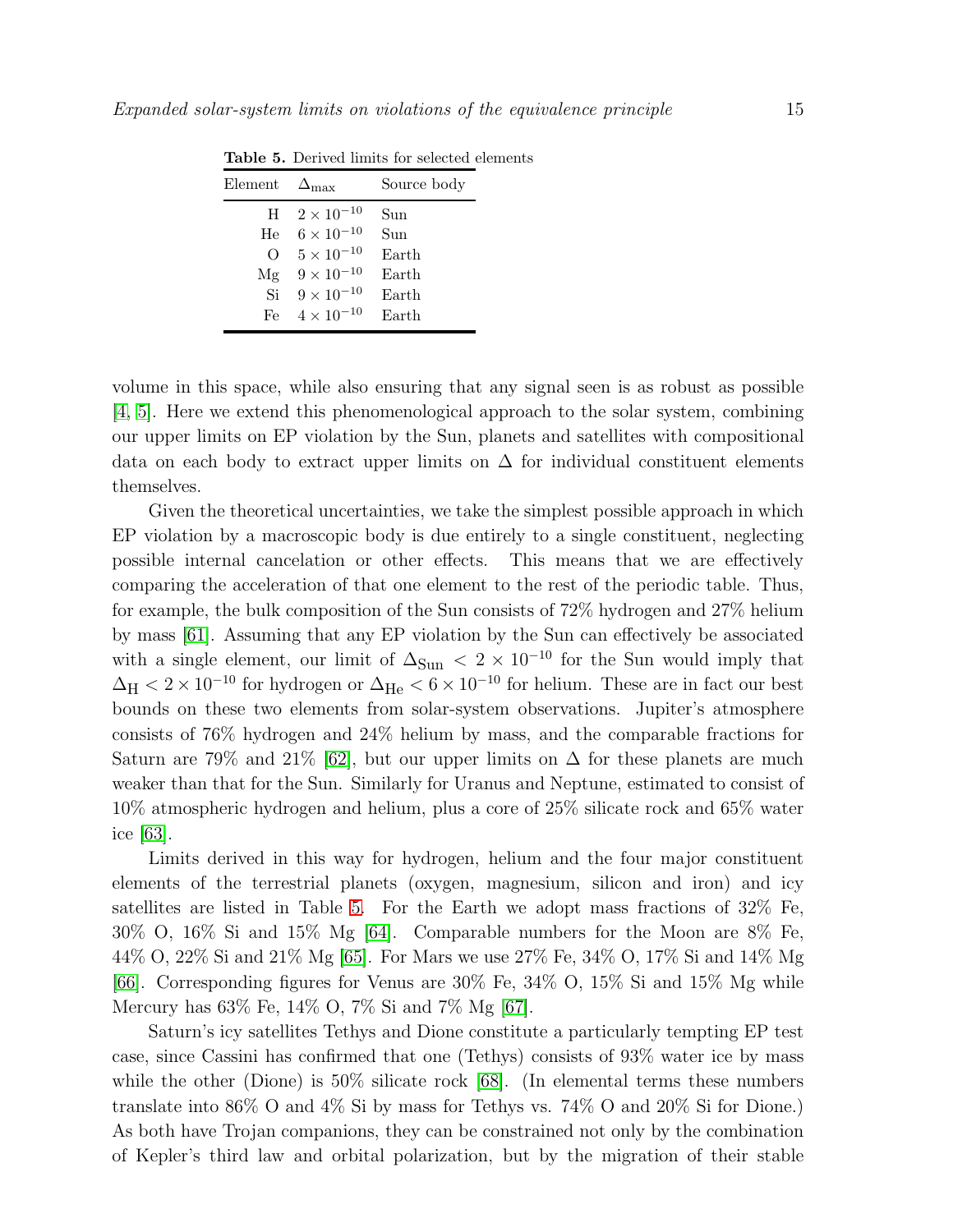**Table 5.** Derived limits for selected elements

| Element | $\Delta_{\rm max}$ | Source body |
|---|---|---|
| H | $2 \times 10^{-10}$ | Sun |
| He | $6 \times 10^{-10}$ | Sun |
| O | $5 \times 10^{-10}$ | Earth |
| Mg | $9 \times 10^{-10}$ | Earth |
| Si | $9 \times 10^{-10}$ | Earth |
| Fe | $4 \times 10^{-10}$ | Earth |

volume in this space, while also ensuring that any signal seen is as robust as possible [4, 5]. Here we extend this phenomenological approach to the solar system, combining our upper limits on EP violation by the Sun, planets and satellites with compositional data on each body to extract upper limits on $\Delta$ for individual constituent elements themselves.

Given the theoretical uncertainties, we take the simplest possible approach in which EP violation by a macroscopic body is due entirely to a single constituent, neglecting possible internal cancelation or other effects. This means that we are effectively comparing the acceleration of that one element to the rest of the periodic table. Thus, for example, the bulk composition of the Sun consists of 72% hydrogen and 27% helium by mass [61]. Assuming that any EP violation by the Sun can effectively be associated with a single element, our limit of $\Delta_{\rm Sun} < 2 \times 10^{-10}$ for the Sun would imply that $\Delta_{\rm H} < 2 \times 10^{-10}$ for hydrogen or $\Delta_{\rm He} < 6 \times 10^{-10}$ for helium. These are in fact our best bounds on these two elements from solar-system observations. Jupiter's atmosphere consists of 76% hydrogen and 24% helium by mass, and the comparable fractions for Saturn are 79% and 21% [62], but our upper limits on $\Delta$ for these planets are much weaker than that for the Sun. Similarly for Uranus and Neptune, estimated to consist of 10% atmospheric hydrogen and helium, plus a core of 25% silicate rock and 65% water ice [63].

Limits derived in this way for hydrogen, helium and the four major constituent elements of the terrestrial planets (oxygen, magnesium, silicon and iron) and icy satellites are listed in Table 5. For the Earth we adopt mass fractions of 32% Fe, 30% O, 16% Si and 15% Mg [64]. Comparable numbers for the Moon are 8% Fe, 44% O, 22% Si and 21% Mg [65]. For Mars we use 27% Fe, 34% O, 17% Si and 14% Mg [66]. Corresponding figures for Venus are 30% Fe, 34% O, 15% Si and 15% Mg while Mercury has 63% Fe, 14% O, 7% Si and 7% Mg [67].

Saturn's icy satellites Tethys and Dione constitute a particularly tempting EP test case, since Cassini has confirmed that one (Tethys) consists of 93% water ice by mass while the other (Dione) is 50% silicate rock [68]. (In elemental terms these numbers translate into 86% O and 4% Si by mass for Tethys vs. 74% O and 20% Si for Dione.) As both have Trojan companions, they can be constrained not only by the combination of Kepler's third law and orbital polarization, but by the migration of their stable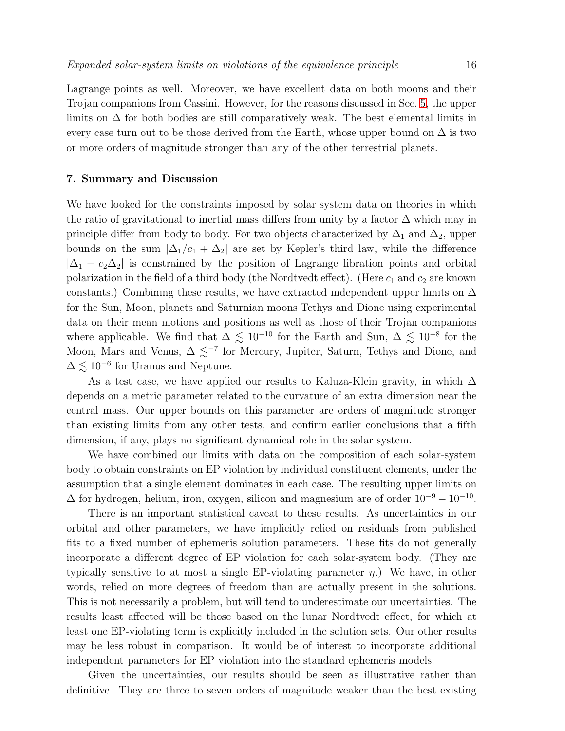Lagrange points as well. Moreover, we have excellent data on both moons and their Trojan companions from Cassini. However, for the reasons discussed in Sec. 5, the upper limits on $\Delta$ for both bodies are still comparatively weak. The best elemental limits in every case turn out to be those derived from the Earth, whose upper bound on $\Delta$ is two or more orders of magnitude stronger than any of the other terrestrial planets.

## 7. Summary and Discussion

We have looked for the constraints imposed by solar system data on theories in which the ratio of gravitational to inertial mass differs from unity by a factor $\Delta$ which may in principle differ from body to body. For two objects characterized by $\Delta_1$ and $\Delta_2$, upper bounds on the sum $|\Delta_1/c_1 + \Delta_2|$ are set by Kepler's third law, while the difference $|\Delta_1 - c_2\Delta_2|$ is constrained by the position of Lagrange libration points and orbital polarization in the field of a third body (the Nordtvedt effect). (Here $c_1$ and $c_2$ are known constants.) Combining these results, we have extracted independent upper limits on $\Delta$ for the Sun, Moon, planets and Saturnian moons Tethys and Dione using experimental data on their mean motions and positions as well as those of their Trojan companions where applicable. We find that $\Delta \lesssim 10^{-10}$ for the Earth and Sun, $\Delta \lesssim 10^{-8}$ for the Moon, Mars and Venus, $\Delta \lesssim^{-7}$ for Mercury, Jupiter, Saturn, Tethys and Dione, and $\Delta \lesssim 10^{-6}$ for Uranus and Neptune.

As a test case, we have applied our results to Kaluza-Klein gravity, in which $\Delta$ depends on a metric parameter related to the curvature of an extra dimension near the central mass. Our upper bounds on this parameter are orders of magnitude stronger than existing limits from any other tests, and confirm earlier conclusions that a fifth dimension, if any, plays no significant dynamical role in the solar system.

We have combined our limits with data on the composition of each solar-system body to obtain constraints on EP violation by individual constituent elements, under the assumption that a single element dominates in each case. The resulting upper limits on $\Delta$ for hydrogen, helium, iron, oxygen, silicon and magnesium are of order $10^{-9} - 10^{-10}$.

There is an important statistical caveat to these results. As uncertainties in our orbital and other parameters, we have implicitly relied on residuals from published fits to a fixed number of ephemeris solution parameters. These fits do not generally incorporate a different degree of EP violation for each solar-system body. (They are typically sensitive to at most a single EP-violating parameter $\eta$.) We have, in other words, relied on more degrees of freedom than are actually present in the solutions. This is not necessarily a problem, but will tend to underestimate our uncertainties. The results least affected will be those based on the lunar Nordtvedt effect, for which at least one EP-violating term is explicitly included in the solution sets. Our other results may be less robust in comparison. It would be of interest to incorporate additional independent parameters for EP violation into the standard ephemeris models.

Given the uncertainties, our results should be seen as illustrative rather than definitive. They are three to seven orders of magnitude weaker than the best existing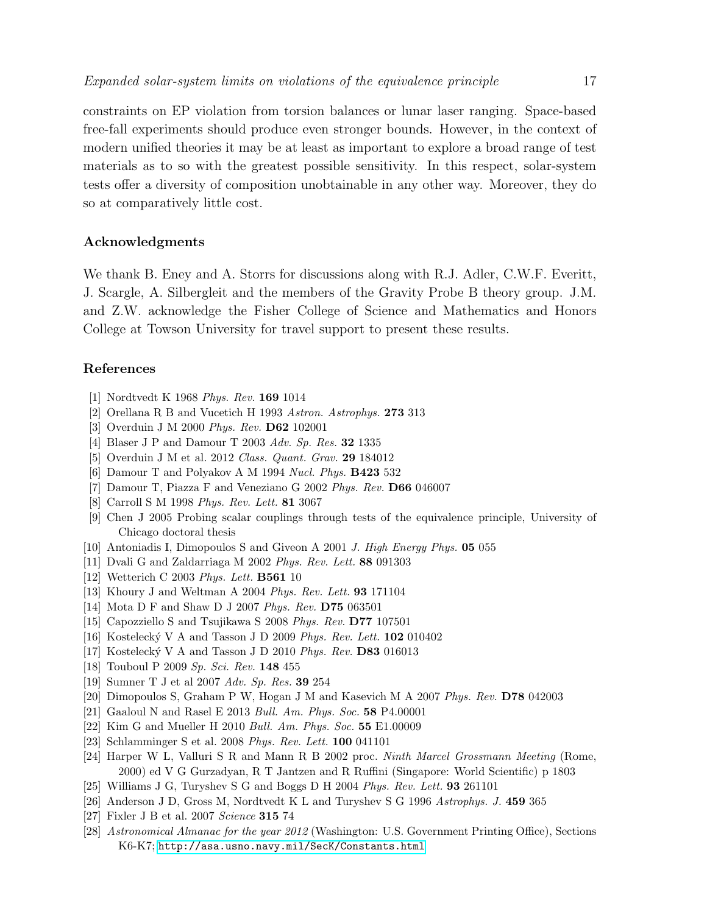constraints on EP violation from torsion balances or lunar laser ranging. Space-based free-fall experiments should produce even stronger bounds. However, in the context of modern unified theories it may be at least as important to explore a broad range of test materials as to so with the greatest possible sensitivity. In this respect, solar-system tests offer a diversity of composition unobtainable in any other way. Moreover, they do so at comparatively little cost.

## Acknowledgments

We thank B. Eney and A. Storrs for discussions along with R.J. Adler, C.W.F. Everitt, J. Scargle, A. Silbergleit and the members of the Gravity Probe B theory group. J.M. and Z.W. acknowledge the Fisher College of Science and Mathematics and Honors College at Towson University for travel support to present these results.

## References

[1] Nordtvedt K 1968 *Phys. Rev.* **169** 1014

[2] Orellana R B and Vucetich H 1993 *Astron. Astrophys.* **273** 313

[3] Overduin J M 2000 *Phys. Rev.* **D62** 102001

[4] Blaser J P and Damour T 2003 *Adv. Sp. Res.* **32** 1335

[5] Overduin J M et al. 2012 *Class. Quant. Grav.* **29** 184012

[6] Damour T and Polyakov A M 1994 *Nucl. Phys.* **B423** 532

[7] Damour T, Piazza F and Veneziano G 2002 *Phys. Rev.* **D66** 046007

[8] Carroll S M 1998 *Phys. Rev. Lett.* **81** 3067

[9] Chen J 2005 Probing scalar couplings through tests of the equivalence principle, University of Chicago doctoral thesis

[10] Antoniadis I, Dimopoulos S and Giveon A 2001 *J. High Energy Phys.* **05** 055

[11] Dvali G and Zaldarriaga M 2002 *Phys. Rev. Lett.* **88** 091303

[12] Wetterich C 2003 *Phys. Lett.* **B561** 10

[13] Khoury J and Weltman A 2004 *Phys. Rev. Lett.* **93** 171104

[14] Mota D F and Shaw D J 2007 *Phys. Rev.* **D75** 063501

[15] Capozziello S and Tsujikawa S 2008 *Phys. Rev.* **D77** 107501

[16] Kostelecký V A and Tasson J D 2009 *Phys. Rev. Lett.* **102** 010402

[17] Kostelecký V A and Tasson J D 2010 *Phys. Rev.* **D83** 016013

[18] Touboul P 2009 *Sp. Sci. Rev.* **148** 455

[19] Sumner T J et al 2007 *Adv. Sp. Res.* **39** 254

[20] Dimopoulos S, Graham P W, Hogan J M and Kasevich M A 2007 *Phys. Rev.* **D78** 042003

[21] Gaaloul N and Rasel E 2013 *Bull. Am. Phys. Soc.* **58** P4.00001

[22] Kim G and Mueller H 2010 *Bull. Am. Phys. Soc.* **55** E1.00009

[23] Schlamminger S et al. 2008 *Phys. Rev. Lett.* **100** 041101

[24] Harper W L, Valluri S R and Mann R B 2002 proc. *Ninth Marcel Grossmann Meeting* (Rome, 2000) ed V G Gurzadyan, R T Jantzen and R Ruffini (Singapore: World Scientific) p 1803

[25] Williams J G, Turyshev S G and Boggs D H 2004 *Phys. Rev. Lett.* **93** 261101

[26] Anderson J D, Gross M, Nordtvedt K L and Turyshev S G 1996 *Astrophys. J.* **459** 365

[27] Fixler J B et al. 2007 *Science* **315** 74

[28] *Astronomical Almanac for the year 2012* (Washington: U.S. Government Printing Office), Sections K6-K7; http://asa.usno.navy.mil/SecK/Constants.html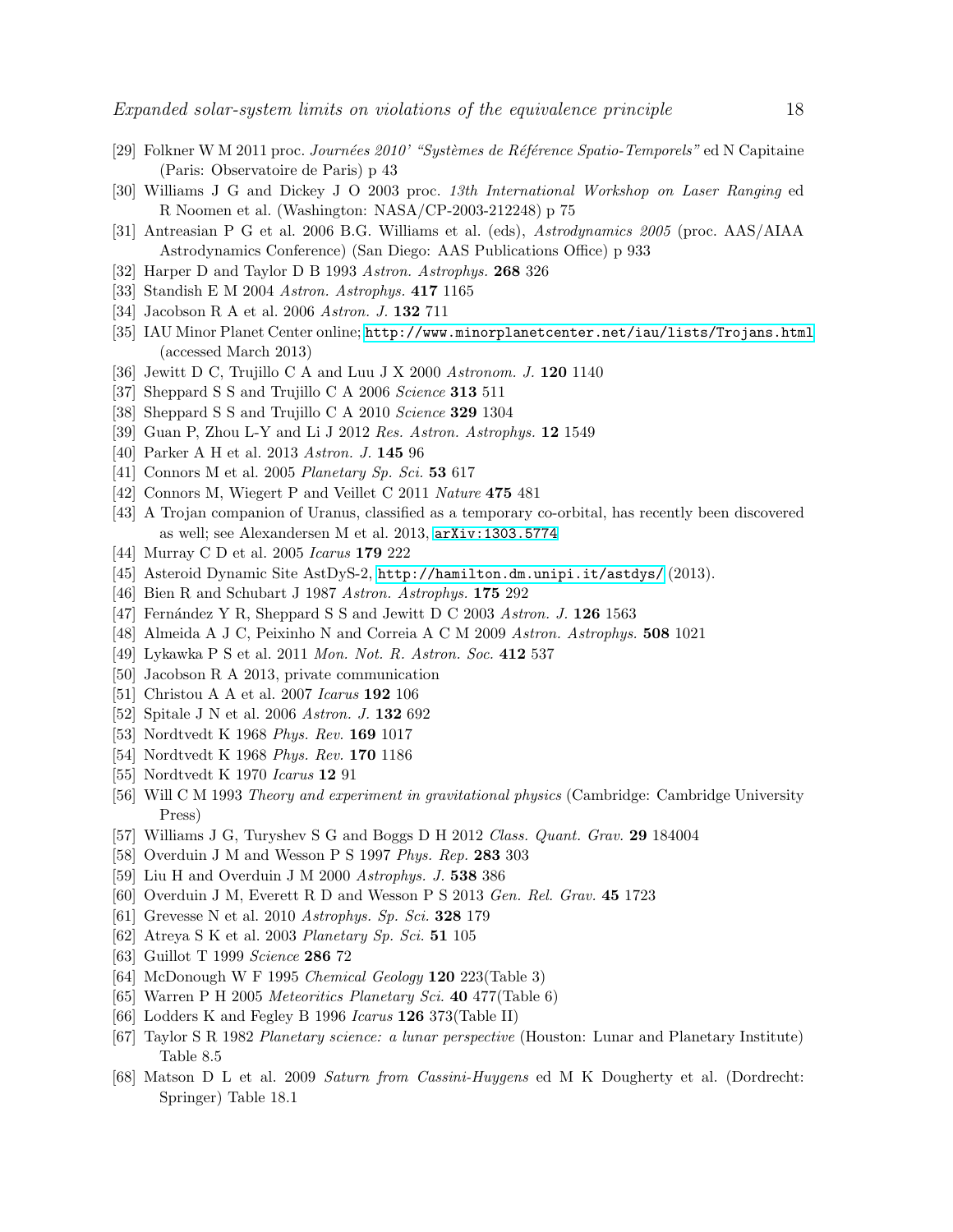[29] Folkner W M 2011 proc. *Journées 2010' "Systèmes de Référence Spatio-Temporels"* ed N Capitaine (Paris: Observatoire de Paris) p 43

[30] Williams J G and Dickey J O 2003 proc. *13th International Workshop on Laser Ranging* ed R Noomen et al. (Washington: NASA/CP-2003-212248) p 75

[31] Antreasian P G et al. 2006 B.G. Williams et al. (eds), *Astrodynamics 2005* (proc. AAS/AIAA Astrodynamics Conference) (San Diego: AAS Publications Office) p 933

[32] Harper D and Taylor D B 1993 *Astron. Astrophys.* **268** 326

[33] Standish E M 2004 *Astron. Astrophys.* **417** 1165

[34] Jacobson R A et al. 2006 *Astron. J.* **132** 711

[35] IAU Minor Planet Center online; `http://www.minorplanetcenter.net/iau/lists/Trojans.html` (accessed March 2013)

[36] Jewitt D C, Trujillo C A and Luu J X 2000 *Astronom. J.* **120** 1140

[37] Sheppard S S and Trujillo C A 2006 *Science* **313** 511

[38] Sheppard S S and Trujillo C A 2010 *Science* **329** 1304

[39] Guan P, Zhou L-Y and Li J 2012 *Res. Astron. Astrophys.* **12** 1549

[40] Parker A H et al. 2013 *Astron. J.* **145** 96

[41] Connors M et al. 2005 *Planetary Sp. Sci.* **53** 617

[42] Connors M, Wiegert P and Veillet C 2011 *Nature* **475** 481

[43] A Trojan companion of Uranus, classified as a temporary co-orbital, has recently been discovered as well; see Alexandersen M et al. 2013, `arXiv:1303.5774`

[44] Murray C D et al. 2005 *Icarus* **179** 222

[45] Asteroid Dynamic Site AstDyS-2, `http://hamilton.dm.unipi.it/astdys/` (2013).

[46] Bien R and Schubart J 1987 *Astron. Astrophys.* **175** 292

[47] Fernández Y R, Sheppard S S and Jewitt D C 2003 *Astron. J.* **126** 1563

[48] Almeida A J C, Peixinho N and Correia A C M 2009 *Astron. Astrophys.* **508** 1021

[49] Lykawka P S et al. 2011 *Mon. Not. R. Astron. Soc.* **412** 537

[50] Jacobson R A 2013, private communication

[51] Christou A A et al. 2007 *Icarus* **192** 106

[52] Spitale J N et al. 2006 *Astron. J.* **132** 692

[53] Nordtvedt K 1968 *Phys. Rev.* **169** 1017

[54] Nordtvedt K 1968 *Phys. Rev.* **170** 1186

[55] Nordtvedt K 1970 *Icarus* **12** 91

[56] Will C M 1993 *Theory and experiment in gravitational physics* (Cambridge: Cambridge University Press)

[57] Williams J G, Turyshev S G and Boggs D H 2012 *Class. Quant. Grav.* **29** 184004

[58] Overduin J M and Wesson P S 1997 *Phys. Rep.* **283** 303

[59] Liu H and Overduin J M 2000 *Astrophys. J.* **538** 386

[60] Overduin J M, Everett R D and Wesson P S 2013 *Gen. Rel. Grav.* **45** 1723

[61] Grevesse N et al. 2010 *Astrophys. Sp. Sci.* **328** 179

[62] Atreya S K et al. 2003 *Planetary Sp. Sci.* **51** 105

[63] Guillot T 1999 *Science* **286** 72

[64] McDonough W F 1995 *Chemical Geology* **120** 223(Table 3)

[65] Warren P H 2005 *Meteoritics Planetary Sci.* **40** 477(Table 6)

[66] Lodders K and Fegley B 1996 *Icarus* **126** 373(Table II)

[67] Taylor S R 1982 *Planetary science: a lunar perspective* (Houston: Lunar and Planetary Institute) Table 8.5

[68] Matson D L et al. 2009 *Saturn from Cassini-Huygens* ed M K Dougherty et al. (Dordrecht: Springer) Table 18.1